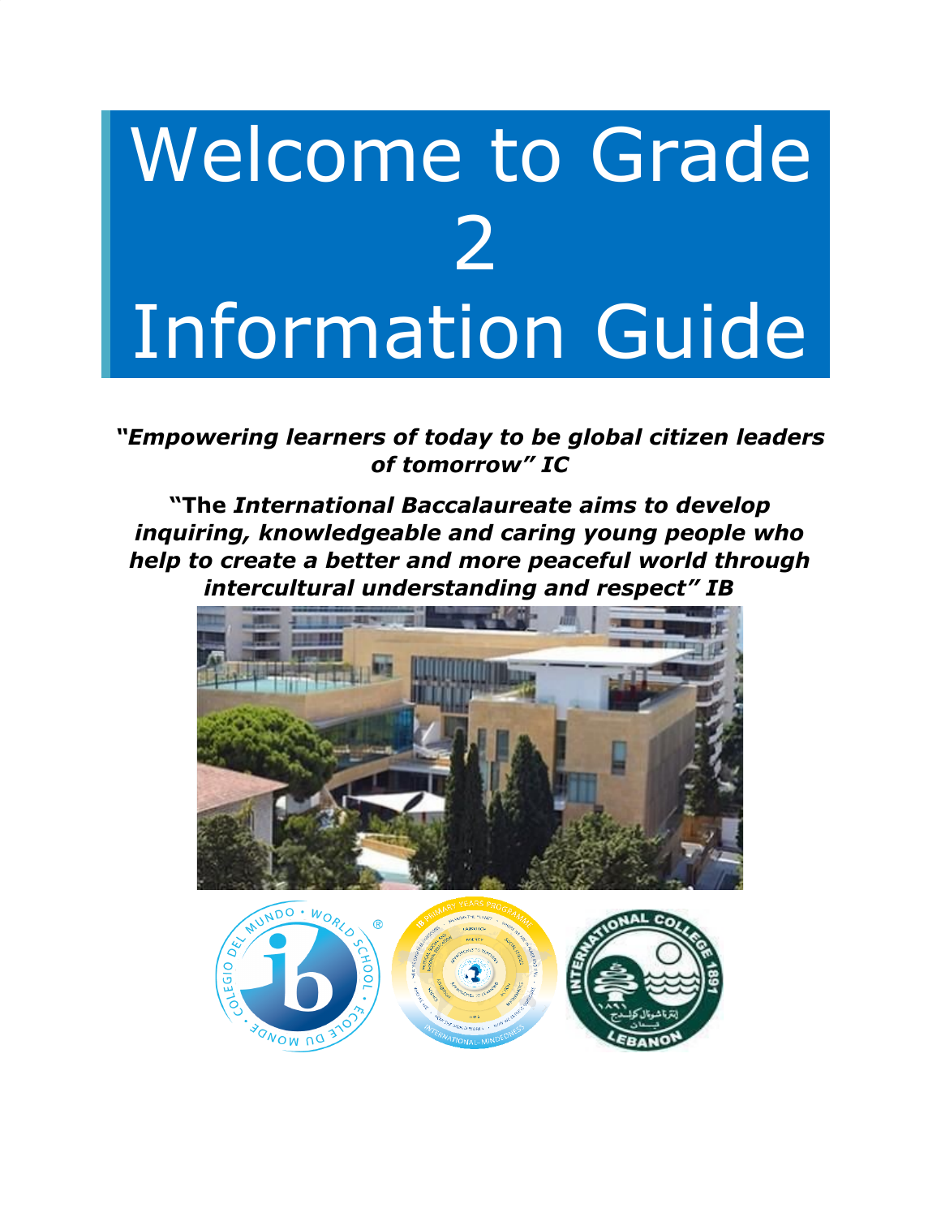# Welcome to Grade 2 Information Guide

***"Empowering learners of today to be global citizen leaders of tomorrow" IC***

**"The *International Baccalaureate aims to develop inquiring, knowledgeable and caring young people who help to create a better and more peaceful world through intercultural understanding and respect" IB***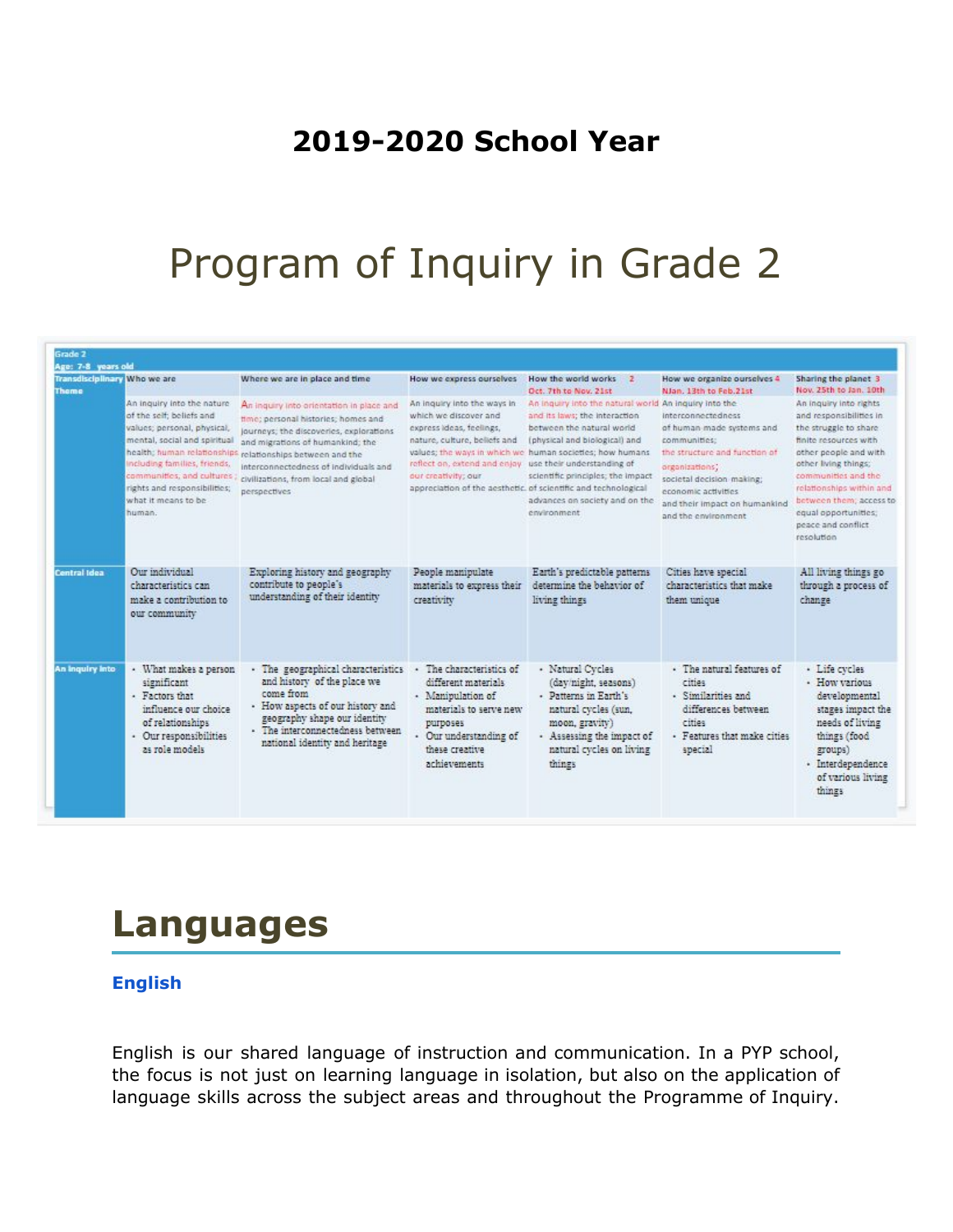## 2019-2020 School Year

# Program of Inquiry in Grade 2

Grade 2
Age: 7-8 years old

| Transdisciplinary Theme | Who we are | Where we are in place and time | How we express ourselves | How the world works 2 Oct. 7th to Nov. 21st | How we organize ourselves 4 NJan. 13th to Feb.21st | Sharing the planet 3 Nov. 25th to Jan. 10th |
|---|---|---|---|---|---|---|
| | An inquiry into the nature of the self; beliefs and values; personal, physical, mental, social and spiritual health; human relationships including families, friends, communities, and cultures; rights and responsibilities; what it means to be human. | An inquiry into orientation in place and time; personal histories; homes and journeys; the discoveries, explorations and migrations of humankind; the relationships between and the interconnectedness of individuals and civilizations, from local and global perspectives | An inquiry into the ways in which we discover and express ideas, feelings, nature, culture, beliefs and values; the ways in which we reflect on, extend and enjoy our creativity; our appreciation of the aesthetic. | An inquiry into the natural world and its laws; the interaction between the natural world (physical and biological) and human societies; how humans use their understanding of scientific principles; the impact of scientific and technological advances on society and on the environment | An inquiry into the interconnectedness of human-made systems and communities; the structure and function of organizations; societal decision making; economic activities and their impact on humankind and the environment | An inquiry into rights and responsibilities in the struggle to share finite resources with other people and with other living things; communities and the relationships within and between them; access to equal opportunities; peace and conflict resolution |
| Central Idea | Our individual characteristics can make a contribution to our community | Exploring history and geography contribute to people's understanding of their identity | People manipulate materials to express their creativity | Earth's predictable patterns determine the behavior of living things | Cities have special characteristics that make them unique | All living things go through a process of change |
| An inquiry into | • What makes a person significant<br>• Factors that influence our choice of relationships<br>• Our responsibilities as role models | • The geographical characteristics and history of the place we come from<br>• How aspects of our history and geography shape our identity<br>• The interconnectedness between national identity and heritage | • The characteristics of different materials<br>• Manipulation of materials to serve new purposes<br>• Our understanding of these creative achievements | • Natural Cycles (day/night, seasons)<br>• Patterns in Earth's natural cycles (sun, moon, gravity)<br>• Assessing the impact of natural cycles on living things | • The natural features of cities<br>• Similarities and differences between cities<br>• Features that make cities special | • Life cycles<br>• How various developmental stages impact the needs of living things (food groups)<br>• Interdependence of various living things |

# Languages

### English

English is our shared language of instruction and communication. In a PYP school, the focus is not just on learning language in isolation, but also on the application of language skills across the subject areas and throughout the Programme of Inquiry.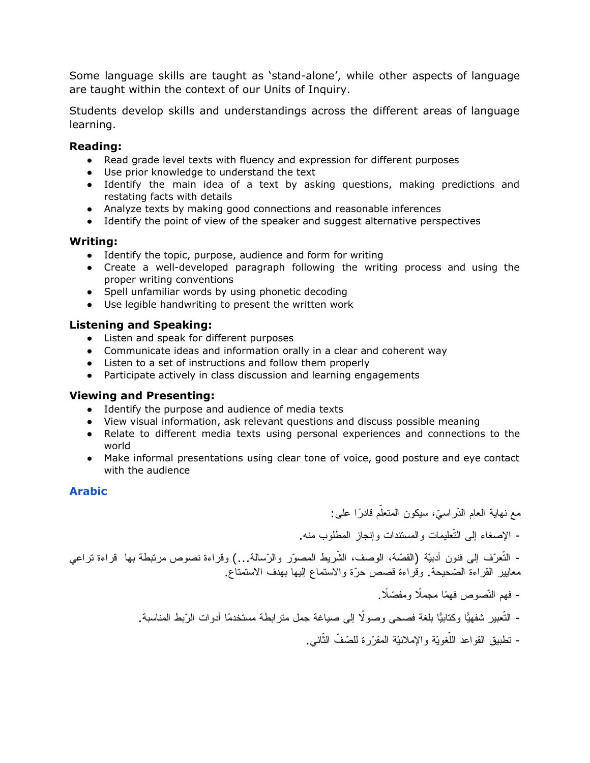Some language skills are taught as ‘stand-alone’, while other aspects of language are taught within the context of our Units of Inquiry.

Students develop skills and understandings across the different areas of language learning.

**Reading:**

- Read grade level texts with fluency and expression for different purposes
- Use prior knowledge to understand the text
- Identify the main idea of a text by asking questions, making predictions and restating facts with details
- Analyze texts by making good connections and reasonable inferences
- Identify the point of view of the speaker and suggest alternative perspectives

**Writing:**

- Identify the topic, purpose, audience and form for writing
- Create a well-developed paragraph following the writing process and using the proper writing conventions
- Spell unfamiliar words by using phonetic decoding
- Use legible handwriting to present the written work

**Listening and Speaking:**

- Listen and speak for different purposes
- Communicate ideas and information orally in a clear and coherent way
- Listen to a set of instructions and follow them properly
- Participate actively in class discussion and learning engagements

**Viewing and Presenting:**

- Identify the purpose and audience of media texts
- View visual information, ask relevant questions and discuss possible meaning
- Relate to different media texts using personal experiences and connections to the world
- Make informal presentations using clear tone of voice, good posture and eye contact with the audience

## Arabic

مع نهاية العام الدّراسيّ، سيكون المتعلّم قادرًا على:

- الإصغاء إلى التّعليمات والمستندات وإنجاز المطلوب منه.

- التّعرّف إلى فنون أدبيّة (القصّة، الوصف، الشّريط المصوّر والرّسالة...) وقراءة نصوص مرتبطة بها قراءة تراعي معايير القراءة الصّحيحة. وقراءة قصص حرّة والاستماع إليها بهدف الاستمتاع.

- فهم النّصوص فهمًا مجملًا ومفصّلًا.

- التّعبير شفهيًّا وكتابيًّا بلغة فصحى وصولًا إلى صياغة جمل مترابطة مستخدمًا أدوات الرّبط المناسبة.

- تطبيق القواعد اللّغويّة والإملائيّة المقرّرة للصّفّ الثّاني.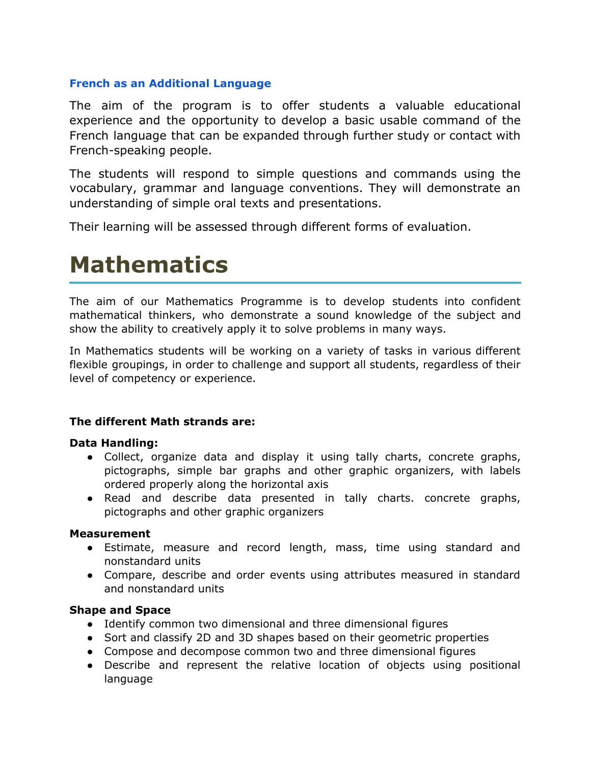### French as an Additional Language

The aim of the program is to offer students a valuable educational experience and the opportunity to develop a basic usable command of the French language that can be expanded through further study or contact with French-speaking people.

The students will respond to simple questions and commands using the vocabulary, grammar and language conventions. They will demonstrate an understanding of simple oral texts and presentations.

Their learning will be assessed through different forms of evaluation.

# Mathematics

The aim of our Mathematics Programme is to develop students into confident mathematical thinkers, who demonstrate a sound knowledge of the subject and show the ability to creatively apply it to solve problems in many ways.

In Mathematics students will be working on a variety of tasks in various different flexible groupings, in order to challenge and support all students, regardless of their level of competency or experience.

**The different Math strands are:**

**Data Handling:**

- Collect, organize data and display it using tally charts, concrete graphs, pictographs, simple bar graphs and other graphic organizers, with labels ordered properly along the horizontal axis
- Read and describe data presented in tally charts. concrete graphs, pictographs and other graphic organizers

**Measurement**

- Estimate, measure and record length, mass, time using standard and nonstandard units
- Compare, describe and order events using attributes measured in standard and nonstandard units

**Shape and Space**

- Identify common two dimensional and three dimensional figures
- Sort and classify 2D and 3D shapes based on their geometric properties
- Compose and decompose common two and three dimensional figures
- Describe and represent the relative location of objects using positional language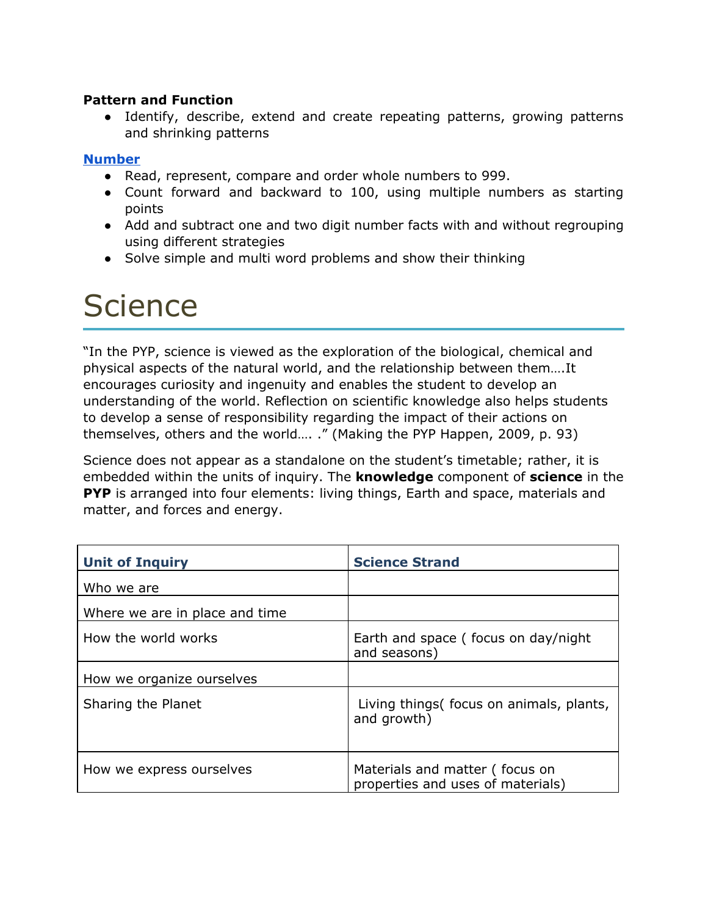**Pattern and Function**

- Identify, describe, extend and create repeating patterns, growing patterns and shrinking patterns

**Number**

- Read, represent, compare and order whole numbers to 999.
- Count forward and backward to 100, using multiple numbers as starting points
- Add and subtract one and two digit number facts with and without regrouping using different strategies
- Solve simple and multi word problems and show their thinking

# Science

"In the PYP, science is viewed as the exploration of the biological, chemical and physical aspects of the natural world, and the relationship between them….It encourages curiosity and ingenuity and enables the student to develop an understanding of the world. Reflection on scientific knowledge also helps students to develop a sense of responsibility regarding the impact of their actions on themselves, others and the world…. ." (Making the PYP Happen, 2009, p. 93)

Science does not appear as a standalone on the student's timetable; rather, it is embedded within the units of inquiry. The **knowledge** component of **science** in the **PYP** is arranged into four elements: living things, Earth and space, materials and matter, and forces and energy.

| Unit of Inquiry | Science Strand |
| --- | --- |
| Who we are | |
| Where we are in place and time | |
| How the world works | Earth and space ( focus on day/night and seasons) |
| How we organize ourselves | |
| Sharing the Planet | Living things( focus on animals, plants, and growth) |
| How we express ourselves | Materials and matter ( focus on properties and uses of materials) |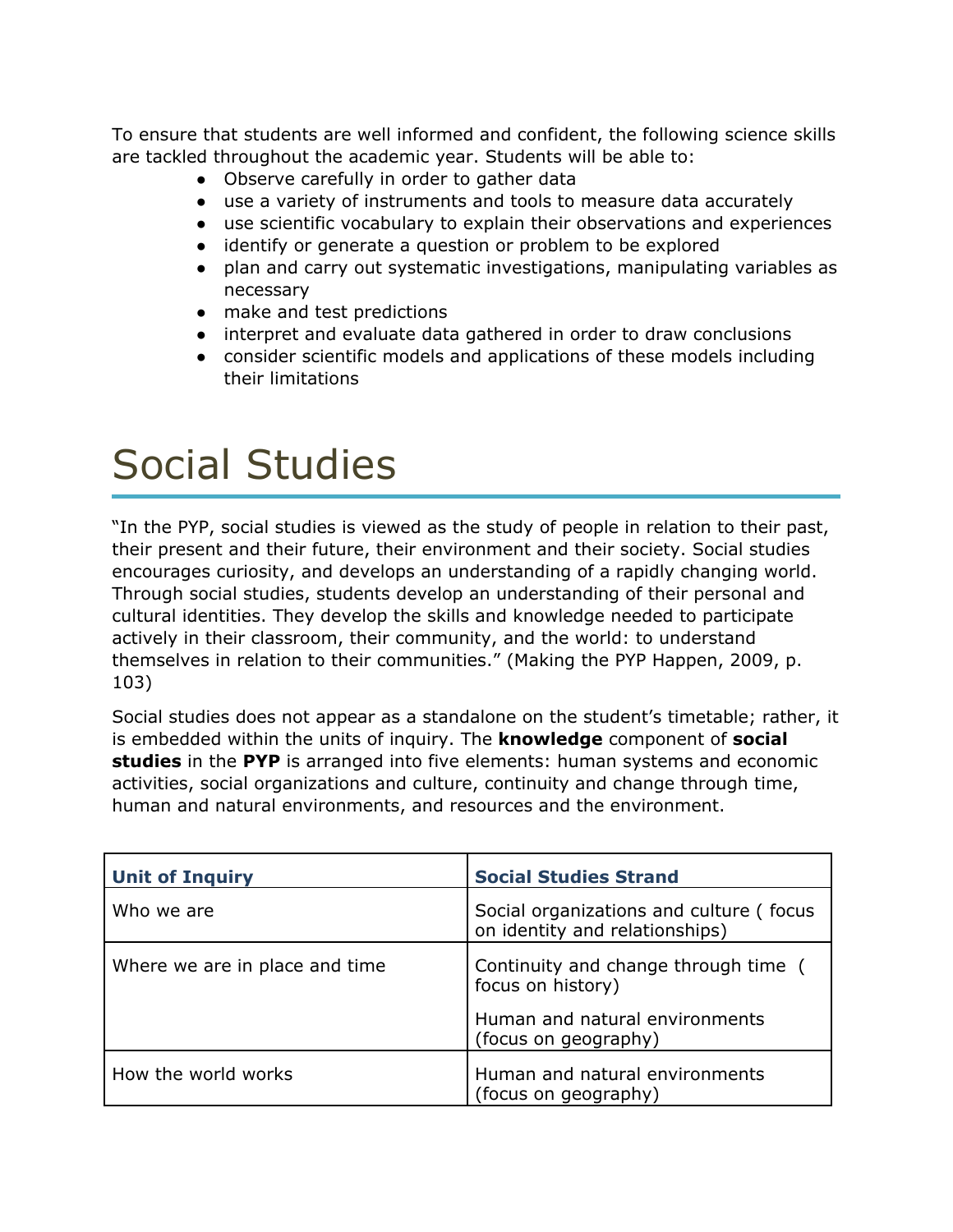To ensure that students are well informed and confident, the following science skills are tackled throughout the academic year. Students will be able to:

- Observe carefully in order to gather data
- use a variety of instruments and tools to measure data accurately
- use scientific vocabulary to explain their observations and experiences
- identify or generate a question or problem to be explored
- plan and carry out systematic investigations, manipulating variables as necessary
- make and test predictions
- interpret and evaluate data gathered in order to draw conclusions
- consider scientific models and applications of these models including their limitations

# Social Studies

"In the PYP, social studies is viewed as the study of people in relation to their past, their present and their future, their environment and their society. Social studies encourages curiosity, and develops an understanding of a rapidly changing world. Through social studies, students develop an understanding of their personal and cultural identities. They develop the skills and knowledge needed to participate actively in their classroom, their community, and the world: to understand themselves in relation to their communities." (Making the PYP Happen, 2009, p. 103)

Social studies does not appear as a standalone on the student's timetable; rather, it is embedded within the units of inquiry. The **knowledge** component of **social studies** in the **PYP** is arranged into five elements: human systems and economic activities, social organizations and culture, continuity and change through time, human and natural environments, and resources and the environment.

| Unit of Inquiry | Social Studies Strand |
| --- | --- |
| Who we are | Social organizations and culture ( focus on identity and relationships) |
| Where we are in place and time | Continuity and change through time ( focus on history)<br><br>Human and natural environments (focus on geography) |
| How the world works | Human and natural environments (focus on geography) |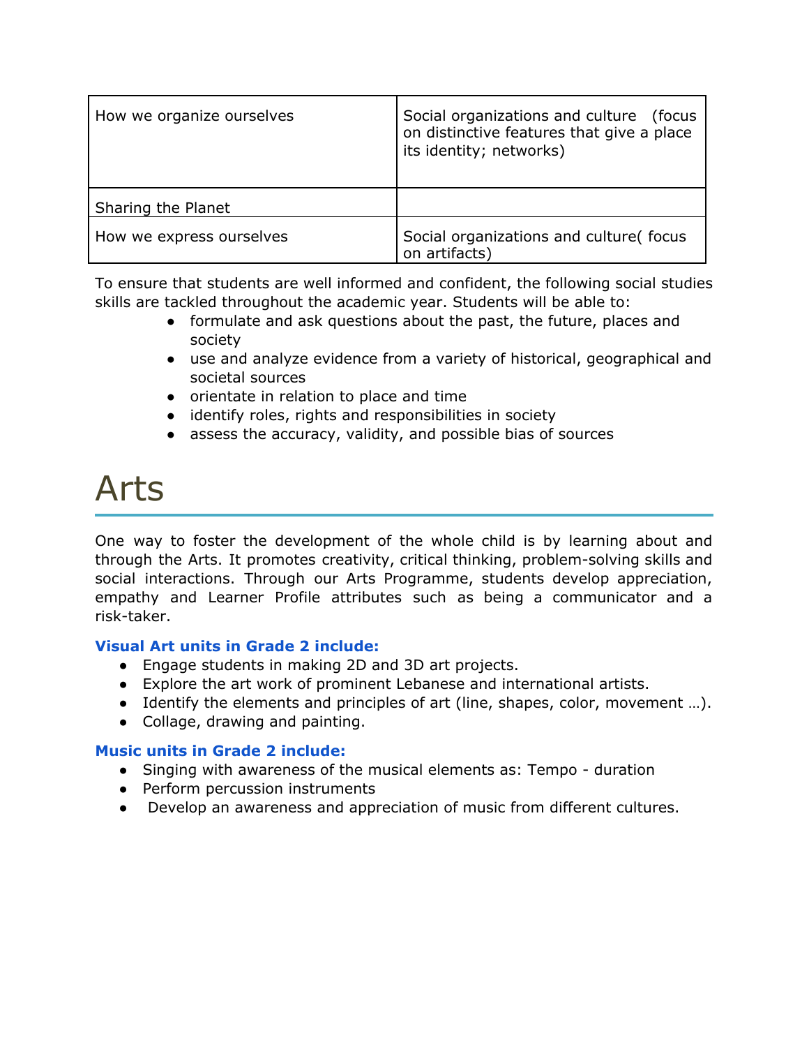| How we organize ourselves | Social organizations and culture (focus on distinctive features that give a place its identity; networks) |
|---|---|
| Sharing the Planet | |
| How we express ourselves | Social organizations and culture( focus on artifacts) |

To ensure that students are well informed and confident, the following social studies skills are tackled throughout the academic year. Students will be able to:

- formulate and ask questions about the past, the future, places and society
- use and analyze evidence from a variety of historical, geographical and societal sources
- orientate in relation to place and time
- identify roles, rights and responsibilities in society
- assess the accuracy, validity, and possible bias of sources

# Arts

One way to foster the development of the whole child is by learning about and through the Arts. It promotes creativity, critical thinking, problem-solving skills and social interactions. Through our Arts Programme, students develop appreciation, empathy and Learner Profile attributes such as being a communicator and a risk-taker.

**Visual Art units in Grade 2 include:**

- Engage students in making 2D and 3D art projects.
- Explore the art work of prominent Lebanese and international artists.
- Identify the elements and principles of art (line, shapes, color, movement …).
- Collage, drawing and painting.

**Music units in Grade 2 include:**

- Singing with awareness of the musical elements as: Tempo - duration
- Perform percussion instruments
- Develop an awareness and appreciation of music from different cultures.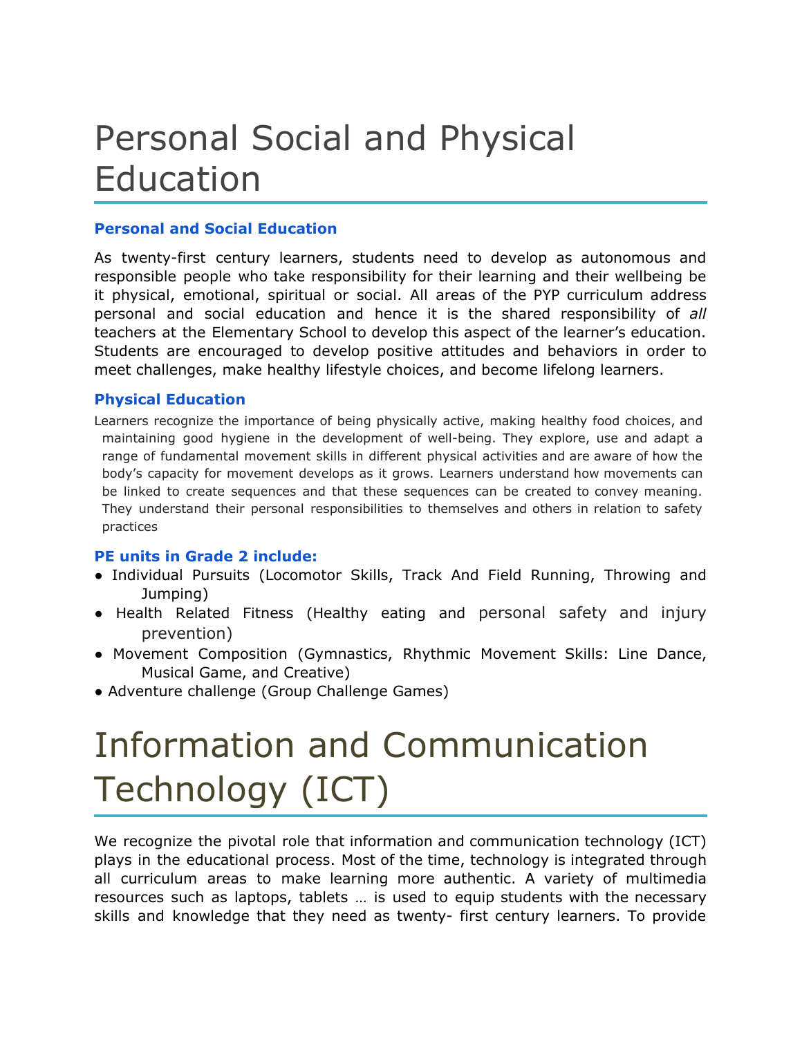# Personal Social and Physical Education

### Personal and Social Education

As twenty-first century learners, students need to develop as autonomous and responsible people who take responsibility for their learning and their wellbeing be it physical, emotional, spiritual or social. All areas of the PYP curriculum address personal and social education and hence it is the shared responsibility of *all* teachers at the Elementary School to develop this aspect of the learner's education. Students are encouraged to develop positive attitudes and behaviors in order to meet challenges, make healthy lifestyle choices, and become lifelong learners.

### Physical Education

Learners recognize the importance of being physically active, making healthy food choices, and maintaining good hygiene in the development of well-being. They explore, use and adapt a range of fundamental movement skills in different physical activities and are aware of how the body's capacity for movement develops as it grows. Learners understand how movements can be linked to create sequences and that these sequences can be created to convey meaning. They understand their personal responsibilities to themselves and others in relation to safety practices

### PE units in Grade 2 include:

- Individual Pursuits (Locomotor Skills, Track And Field Running, Throwing and Jumping)
- Health Related Fitness (Healthy eating and personal safety and injury prevention)
- Movement Composition (Gymnastics, Rhythmic Movement Skills: Line Dance, Musical Game, and Creative)
- Adventure challenge (Group Challenge Games)

# Information and Communication Technology (ICT)

We recognize the pivotal role that information and communication technology (ICT) plays in the educational process. Most of the time, technology is integrated through all curriculum areas to make learning more authentic. A variety of multimedia resources such as laptops, tablets … is used to equip students with the necessary skills and knowledge that they need as twenty- first century learners. To provide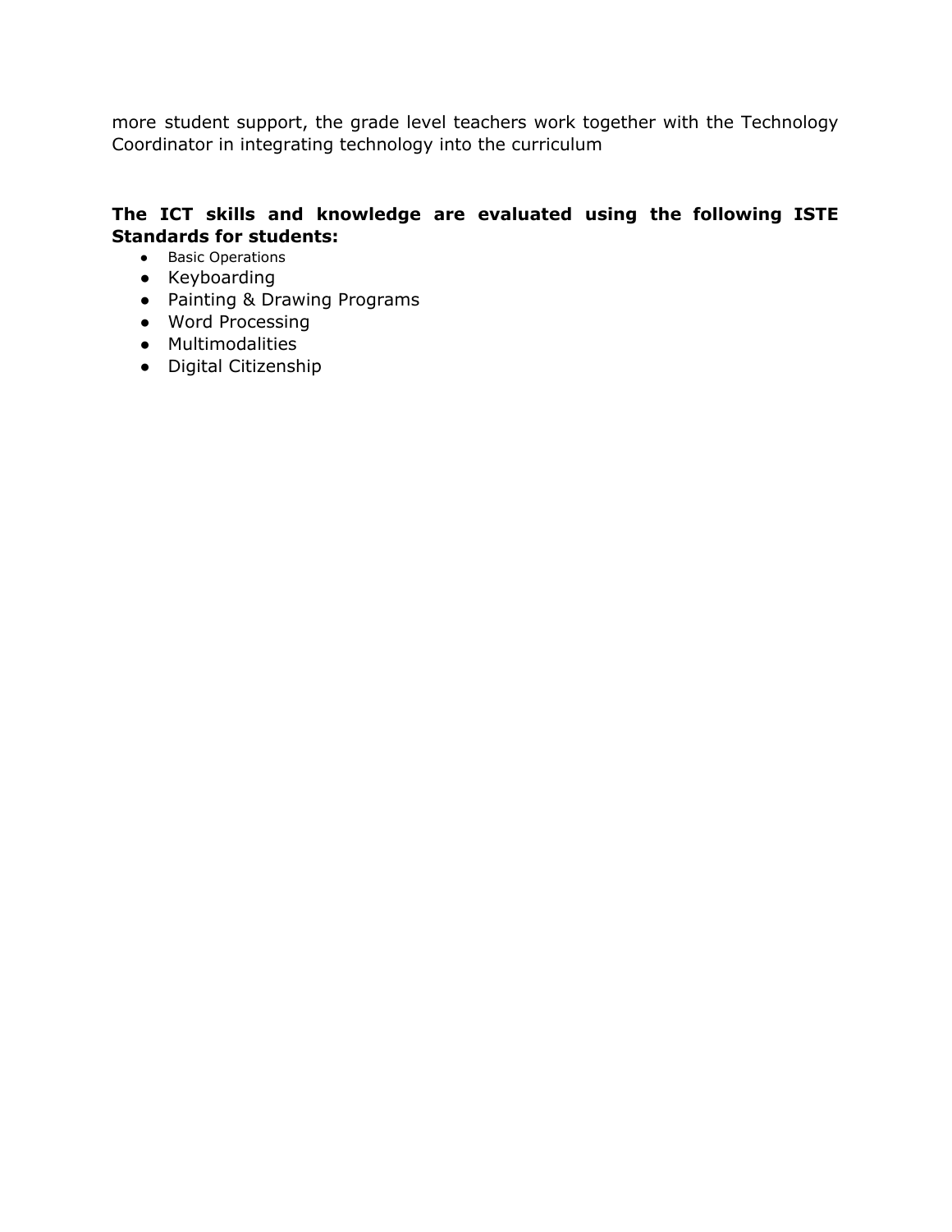more student support, the grade level teachers work together with the Technology Coordinator in integrating technology into the curriculum

**The ICT skills and knowledge are evaluated using the following ISTE Standards for students:**

- Basic Operations
- Keyboarding
- Painting & Drawing Programs
- Word Processing
- Multimodalities
- Digital Citizenship